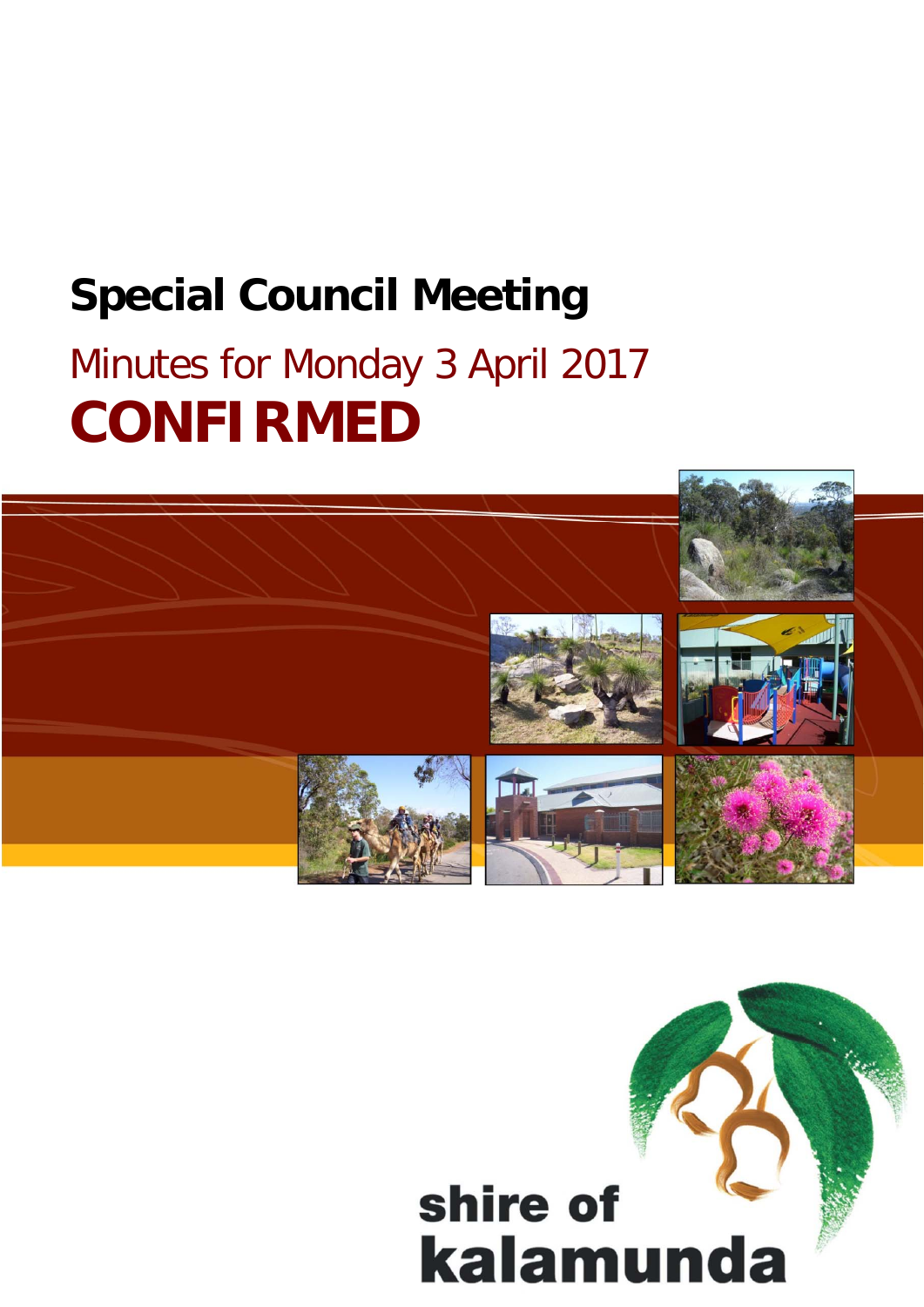# Special Council Meeting

## Minutes for Monday 3 April 2017

# CONFIRMED

shire of kalamunda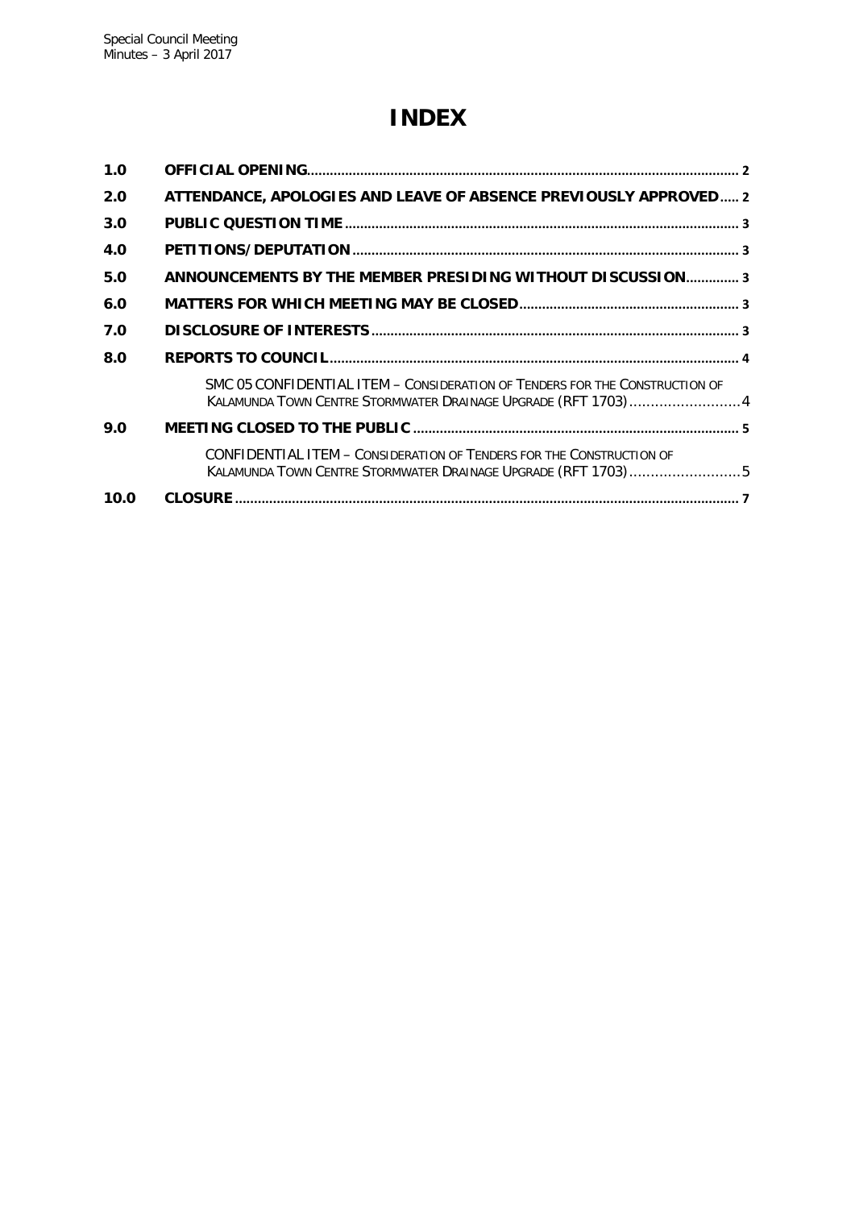# INDEX

| | | |
|---|---|---|
| 1.0 | **OFFICIAL OPENING** | 2 |
| 2.0 | **ATTENDANCE, APOLOGIES AND LEAVE OF ABSENCE PREVIOUSLY APPROVED** | 2 |
| 3.0 | **PUBLIC QUESTION TIME** | 3 |
| 4.0 | **PETITIONS/DEPUTATION** | 3 |
| 5.0 | **ANNOUNCEMENTS BY THE MEMBER PRESIDING WITHOUT DISCUSSION** | 3 |
| 6.0 | **MATTERS FOR WHICH MEETING MAY BE CLOSED** | 3 |
| 7.0 | **DISCLOSURE OF INTERESTS** | 3 |
| 8.0 | **REPORTS TO COUNCIL** | 4 |
| | SMC 05 CONFIDENTIAL ITEM – CONSIDERATION OF TENDERS FOR THE CONSTRUCTION OF KALAMUNDA TOWN CENTRE STORMWATER DRAINAGE UPGRADE (RFT 1703) | 4 |
| 9.0 | **MEETING CLOSED TO THE PUBLIC** | 5 |
| | CONFIDENTIAL ITEM – CONSIDERATION OF TENDERS FOR THE CONSTRUCTION OF KALAMUNDA TOWN CENTRE STORMWATER DRAINAGE UPGRADE (RFT 1703) | 5 |
| 10.0 | **CLOSURE** | 7 |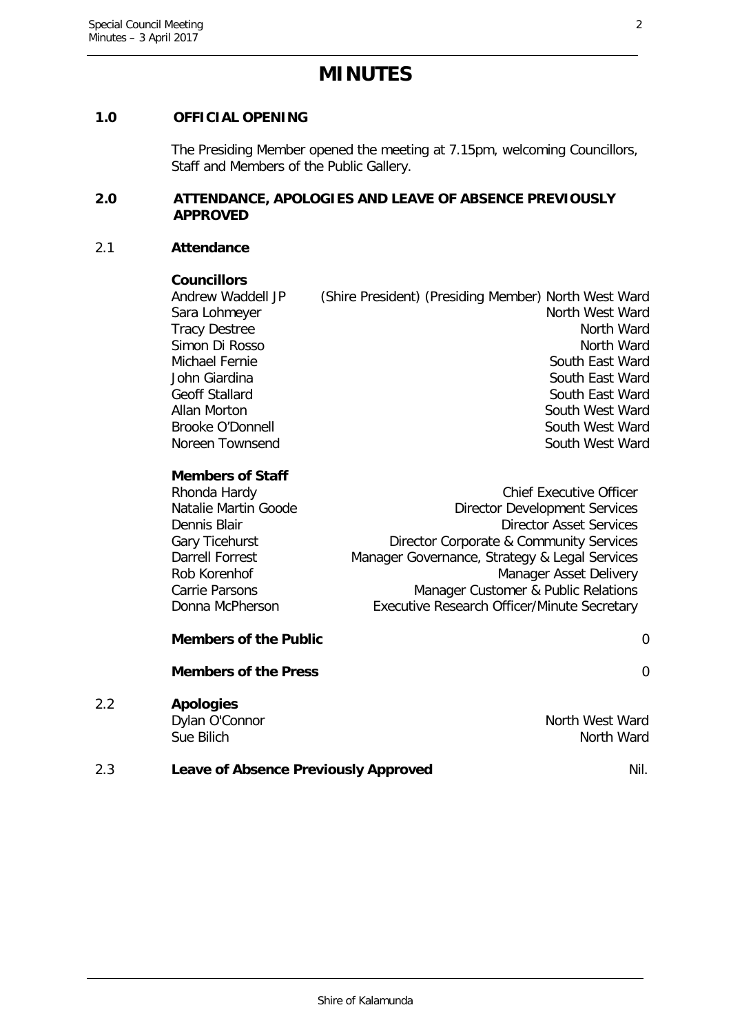# MINUTES

## 1.0 OFFICIAL OPENING

The Presiding Member opened the meeting at 7.15pm, welcoming Councillors, Staff and Members of the Public Gallery.

## 2.0 ATTENDANCE, APOLOGIES AND LEAVE OF ABSENCE PREVIOUSLY APPROVED

### 2.1 Attendance

**Councillors**

| | |
|---|---|
| Andrew Waddell JP | (Shire President) (Presiding Member) North West Ward |
| Sara Lohmeyer | North West Ward |
| Tracy Destree | North Ward |
| Simon Di Rosso | North Ward |
| Michael Fernie | South East Ward |
| John Giardina | South East Ward |
| Geoff Stallard | South East Ward |
| Allan Morton | South West Ward |
| Brooke O'Donnell | South West Ward |
| Noreen Townsend | South West Ward |

**Members of Staff**

| | |
|---|---|
| Rhonda Hardy | Chief Executive Officer |
| Natalie Martin Goode | Director Development Services |
| Dennis Blair | Director Asset Services |
| Gary Ticehurst | Director Corporate & Community Services |
| Darrell Forrest | Manager Governance, Strategy & Legal Services |
| Rob Korenhof | Manager Asset Delivery |
| Carrie Parsons | Manager Customer & Public Relations |
| Donna McPherson | Executive Research Officer/Minute Secretary |

**Members of the Public** 0

**Members of the Press** 0

### 2.2 Apologies

| | |
|---|---|
| Dylan O'Connor | North West Ward |
| Sue Bilich | North Ward |

### 2.3 Leave of Absence Previously Approved

Nil.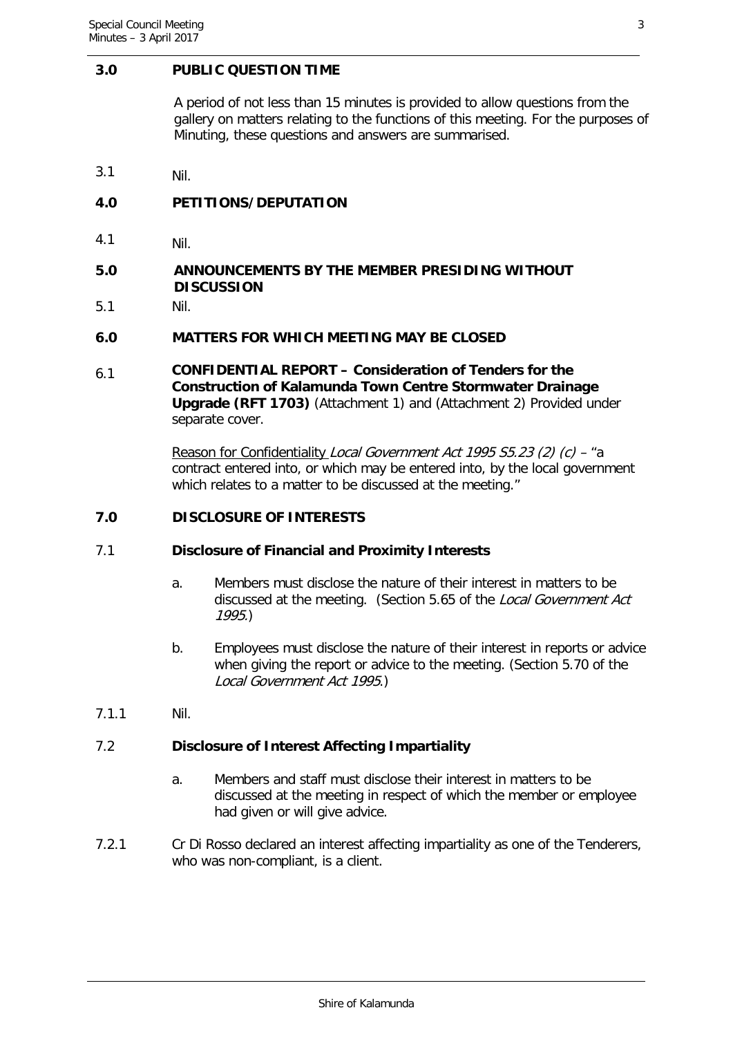## 3.0 PUBLIC QUESTION TIME

A period of not less than 15 minutes is provided to allow questions from the gallery on matters relating to the functions of this meeting. For the purposes of Minuting, these questions and answers are summarised.

3.1 Nil.

## 4.0 PETITIONS/DEPUTATION

4.1 Nil.

## 5.0 ANNOUNCEMENTS BY THE MEMBER PRESIDING WITHOUT DISCUSSION

5.1 Nil.

## 6.0 MATTERS FOR WHICH MEETING MAY BE CLOSED

6.1 **CONFIDENTIAL REPORT – Consideration of Tenders for the Construction of Kalamunda Town Centre Stormwater Drainage Upgrade (RFT 1703)** (Attachment 1) and (Attachment 2) Provided under separate cover.

Reason for Confidentiality *Local Government Act 1995 S5.23 (2) (c)* – "a contract entered into, or which may be entered into, by the local government which relates to a matter to be discussed at the meeting."

## 7.0 DISCLOSURE OF INTERESTS

### 7.1 Disclosure of Financial and Proximity Interests

a. Members must disclose the nature of their interest in matters to be discussed at the meeting. (Section 5.65 of the *Local Government Act 1995*.)

b. Employees must disclose the nature of their interest in reports or advice when giving the report or advice to the meeting. (Section 5.70 of the *Local Government Act 1995*.)

7.1.1 Nil.

### 7.2 Disclosure of Interest Affecting Impartiality

a. Members and staff must disclose their interest in matters to be discussed at the meeting in respect of which the member or employee had given or will give advice.

7.2.1 Cr Di Rosso declared an interest affecting impartiality as one of the Tenderers, who was non-compliant, is a client.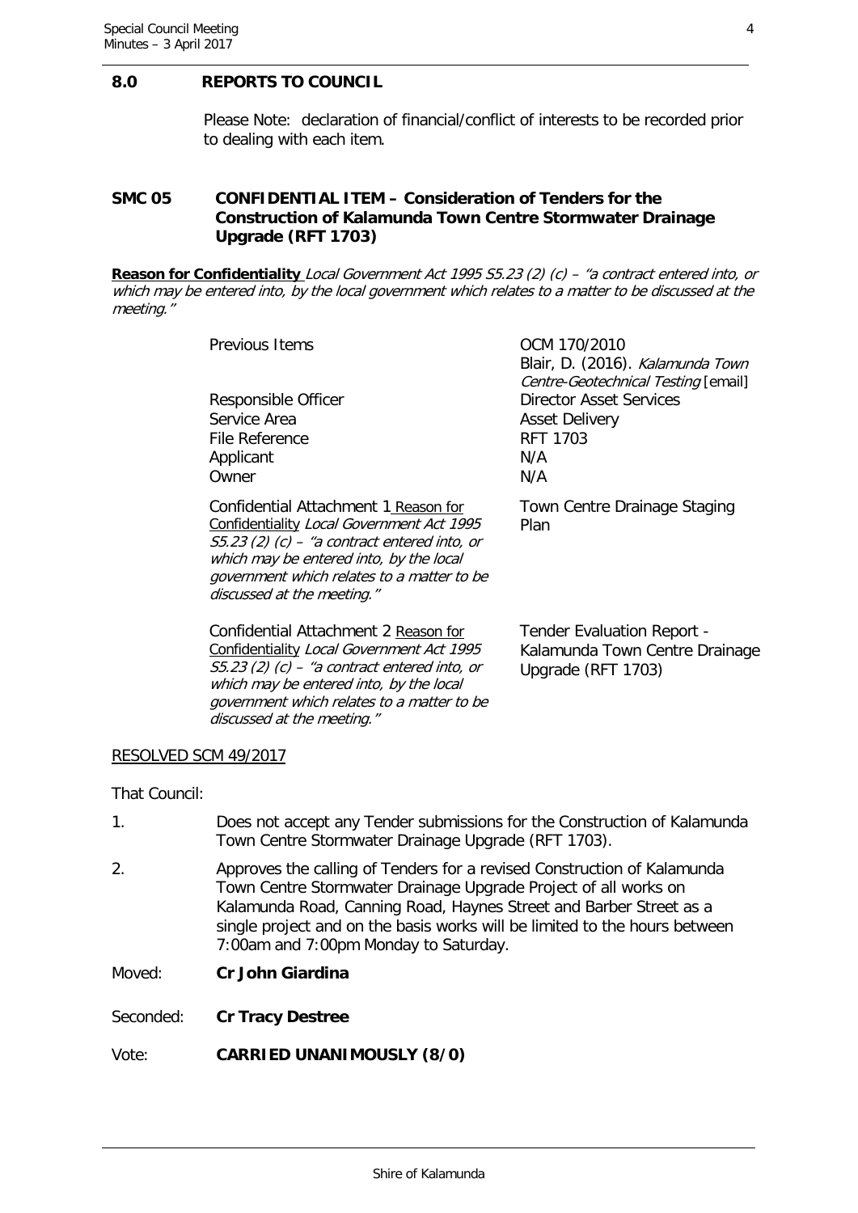## 8.0 REPORTS TO COUNCIL

Please Note: declaration of financial/conflict of interests to be recorded prior to dealing with each item.

### SMC 05 CONFIDENTIAL ITEM – Consideration of Tenders for the Construction of Kalamunda Town Centre Stormwater Drainage Upgrade (RFT 1703)

**<u>Reason for Confidentiality</u>** *Local Government Act 1995 S5.23 (2) (c) – "a contract entered into, or which may be entered into, by the local government which relates to a matter to be discussed at the meeting."*

| | |
|---|---|
| Previous Items | OCM 170/2010<br>Blair, D. (2016). *Kalamunda Town Centre-Geotechnical Testing* [email] |
| Responsible Officer | Director Asset Services |
| Service Area | Asset Delivery |
| File Reference | RFT 1703 |
| Applicant | N/A |
| Owner | N/A |
| Confidential Attachment 1 <u>Reason for Confidentiality</u> *Local Government Act 1995 S5.23 (2) (c) – "a contract entered into, or which may be entered into, by the local government which relates to a matter to be discussed at the meeting."* | Town Centre Drainage Staging Plan |
| Confidential Attachment 2 <u>Reason for Confidentiality</u> *Local Government Act 1995 S5.23 (2) (c) – "a contract entered into, or which may be entered into, by the local government which relates to a matter to be discussed at the meeting."* | Tender Evaluation Report - Kalamunda Town Centre Drainage Upgrade (RFT 1703) |

<u>RESOLVED SCM 49/2017</u>

That Council:

1. Does not accept any Tender submissions for the Construction of Kalamunda Town Centre Stormwater Drainage Upgrade (RFT 1703).
2. Approves the calling of Tenders for a revised Construction of Kalamunda Town Centre Stormwater Drainage Upgrade Project of all works on Kalamunda Road, Canning Road, Haynes Street and Barber Street as a single project and on the basis works will be limited to the hours between 7:00am and 7:00pm Monday to Saturday.

Moved: **Cr John Giardina**

Seconded: **Cr Tracy Destree**

Vote: **CARRIED UNANIMOUSLY (8/0)**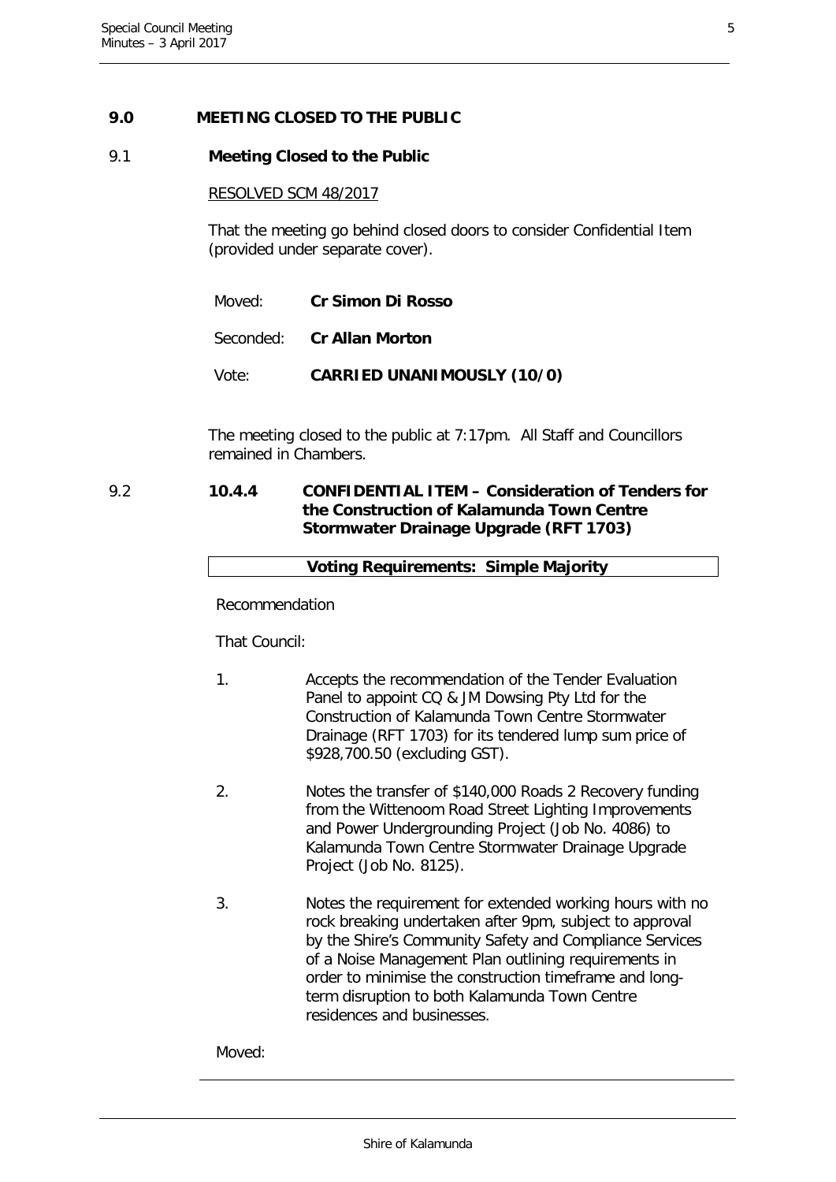## 9.0 MEETING CLOSED TO THE PUBLIC

### 9.1 Meeting Closed to the Public

RESOLVED SCM 48/2017

That the meeting go behind closed doors to consider Confidential Item (provided under separate cover).

| | |
|---|---|
| Moved: | **Cr Simon Di Rosso** |
| Seconded: | **Cr Allan Morton** |
| Vote: | **CARRIED UNANIMOUSLY (10/0)** |

The meeting closed to the public at 7:17pm. All Staff and Councillors remained in Chambers.

### 9.2 10.4.4 CONFIDENTIAL ITEM – Consideration of Tenders for the Construction of Kalamunda Town Centre Stormwater Drainage Upgrade (RFT 1703)

**Voting Requirements: Simple Majority**

Recommendation

That Council:

1. Accepts the recommendation of the Tender Evaluation Panel to appoint CQ & JM Dowsing Pty Ltd for the Construction of Kalamunda Town Centre Stormwater Drainage (RFT 1703) for its tendered lump sum price of $928,700.50 (excluding GST).
2. Notes the transfer of $140,000 Roads 2 Recovery funding from the Wittenoom Road Street Lighting Improvements and Power Undergrounding Project (Job No. 4086) to Kalamunda Town Centre Stormwater Drainage Upgrade Project (Job No. 8125).
3. Notes the requirement for extended working hours with no rock breaking undertaken after 9pm, subject to approval by the Shire's Community Safety and Compliance Services of a Noise Management Plan outlining requirements in order to minimise the construction timeframe and long-term disruption to both Kalamunda Town Centre residences and businesses.

Moved: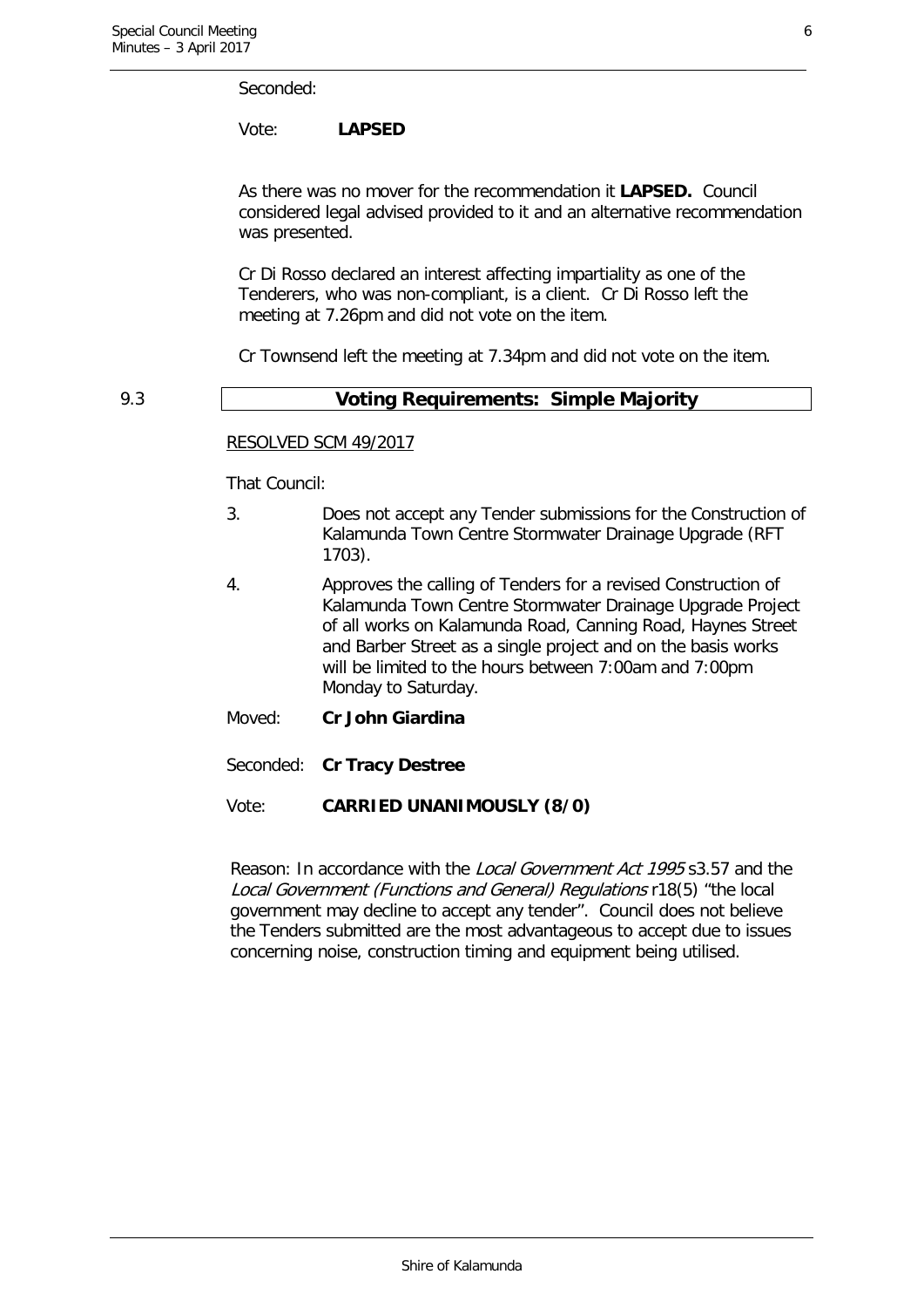Seconded:

Vote: **LAPSED**

As there was no mover for the recommendation it **LAPSED.** Council considered legal advised provided to it and an alternative recommendation was presented.

Cr Di Rosso declared an interest affecting impartiality as one of the Tenderers, who was non-compliant, is a client. Cr Di Rosso left the meeting at 7.26pm and did not vote on the item.

Cr Townsend left the meeting at 7.34pm and did not vote on the item.

9.3 **Voting Requirements: Simple Majority**

RESOLVED SCM 49/2017

That Council:

3. Does not accept any Tender submissions for the Construction of Kalamunda Town Centre Stormwater Drainage Upgrade (RFT 1703).

4. Approves the calling of Tenders for a revised Construction of Kalamunda Town Centre Stormwater Drainage Upgrade Project of all works on Kalamunda Road, Canning Road, Haynes Street and Barber Street as a single project and on the basis works will be limited to the hours between 7:00am and 7:00pm Monday to Saturday.

Moved: **Cr John Giardina**

Seconded: **Cr Tracy Destree**

Vote: **CARRIED UNANIMOUSLY (8/0)**

Reason: In accordance with the *Local Government Act 1995* s3.57 and the *Local Government (Functions and General) Regulations* r18(5) "the local government may decline to accept any tender". Council does not believe the Tenders submitted are the most advantageous to accept due to issues concerning noise, construction timing and equipment being utilised.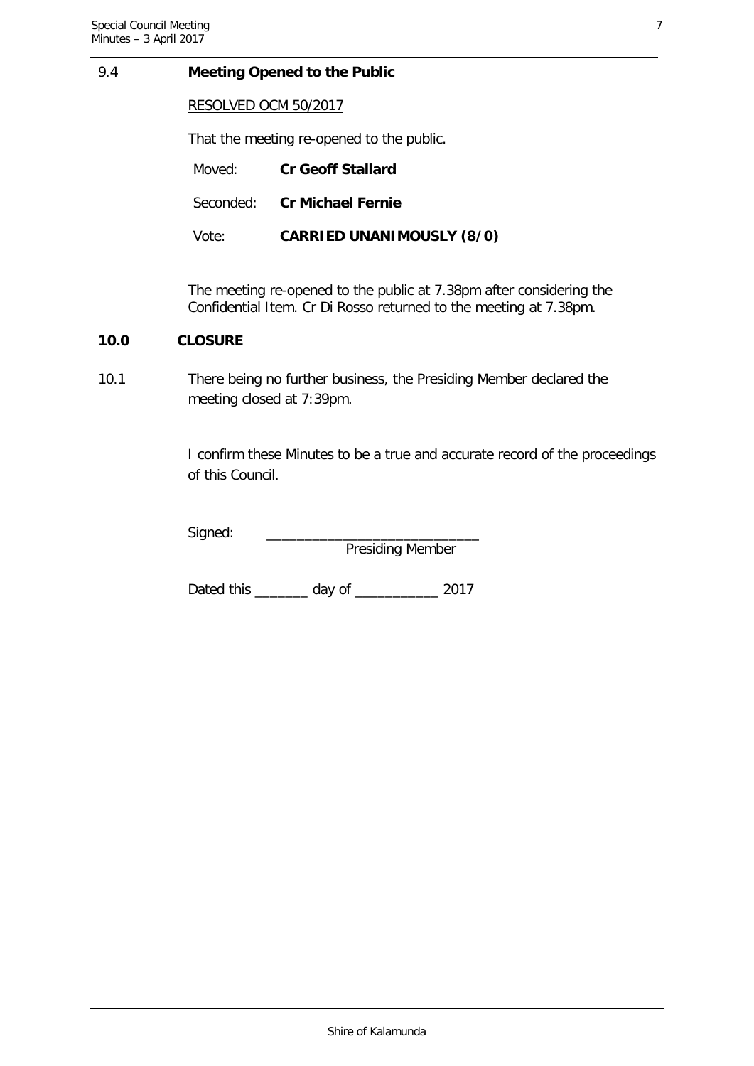## 9.4 Meeting Opened to the Public

RESOLVED OCM 50/2017

That the meeting re-opened to the public.

| | |
|---|---|
| Moved: | **Cr Geoff Stallard** |
| Seconded: | **Cr Michael Fernie** |
| Vote: | **CARRIED UNANIMOUSLY (8/0)** |

The meeting re-opened to the public at 7.38pm after considering the Confidential Item. Cr Di Rosso returned to the meeting at 7.38pm.

# 10.0 CLOSURE

10.1 There being no further business, the Presiding Member declared the meeting closed at 7:39pm.

I confirm these Minutes to be a true and accurate record of the proceedings of this Council.

Signed: _____________________________
Presiding Member

Dated this _______ day of ___________ 2017